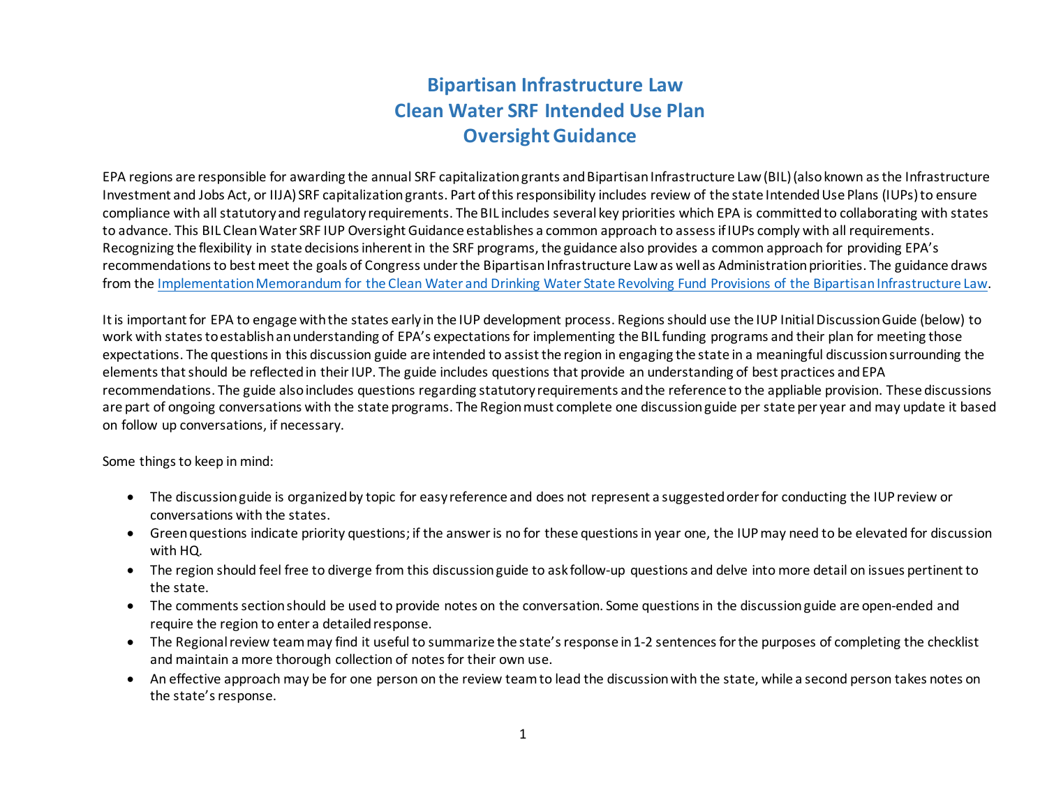# Bipartisan Infrastructure Law
# Clean Water SRF Intended Use Plan
# Oversight Guidance

EPA regions are responsible for awarding the annual SRF capitalization grants and Bipartisan Infrastructure Law (BIL) (also known as the Infrastructure Investment and Jobs Act, or IIJA) SRF capitalization grants. Part of this responsibility includes review of the state Intended Use Plans (IUPs) to ensure compliance with all statutory and regulatory requirements. The BIL includes several key priorities which EPA is committed to collaborating with states to advance. This BIL Clean Water SRF IUP Oversight Guidance establishes a common approach to assess if IUPs comply with all requirements. Recognizing the flexibility in state decisions inherent in the SRF programs, the guidance also provides a common approach for providing EPA's recommendations to best meet the goals of Congress under the Bipartisan Infrastructure Law as well as Administration priorities. The guidance draws from the Implementation Memorandum for the Clean Water and Drinking Water State Revolving Fund Provisions of the Bipartisan Infrastructure Law.

It is important for EPA to engage with the states early in the IUP development process. Regions should use the IUP Initial Discussion Guide (below) to work with states to establish an understanding of EPA's expectations for implementing the BIL funding programs and their plan for meeting those expectations. The questions in this discussion guide are intended to assist the region in engaging the state in a meaningful discussion surrounding the elements that should be reflected in their IUP. The guide includes questions that provide an understanding of best practices and EPA recommendations. The guide also includes questions regarding statutory requirements and the reference to the appliable provision. These discussions are part of ongoing conversations with the state programs. The Region must complete one discussion guide per state per year and may update it based on follow up conversations, if necessary.

Some things to keep in mind:

- The discussion guide is organized by topic for easy reference and does not represent a suggested order for conducting the IUP review or conversations with the states.
- Green questions indicate priority questions; if the answer is no for these questions in year one, the IUP may need to be elevated for discussion with HQ.
- The region should feel free to diverge from this discussion guide to ask follow-up questions and delve into more detail on issues pertinent to the state.
- The comments section should be used to provide notes on the conversation. Some questions in the discussion guide are open-ended and require the region to enter a detailed response.
- The Regional review team may find it useful to summarize the state's response in 1-2 sentences for the purposes of completing the checklist and maintain a more thorough collection of notes for their own use.
- An effective approach may be for one person on the review team to lead the discussion with the state, while a second person takes notes on the state's response.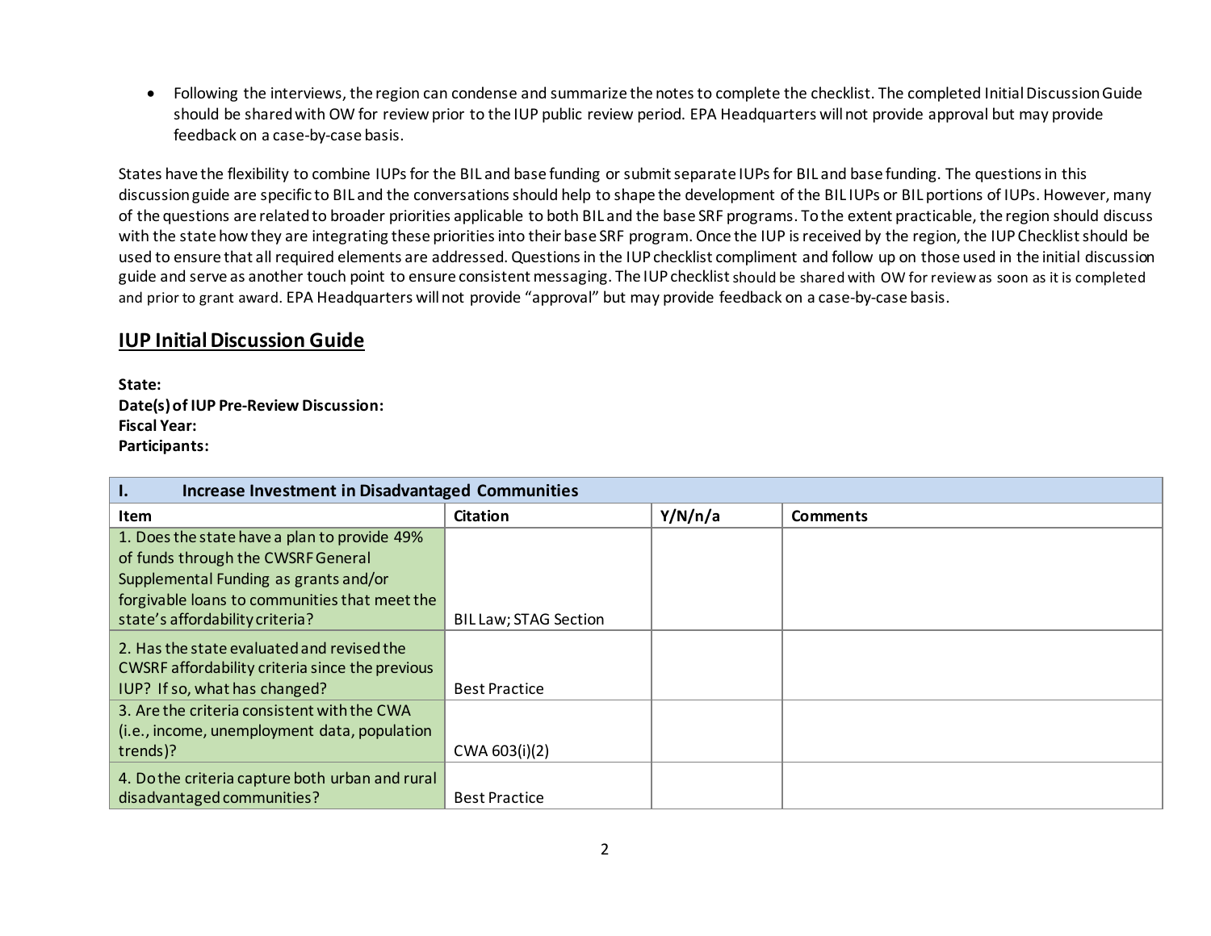- Following the interviews, the region can condense and summarize the notes to complete the checklist. The completed Initial Discussion Guide should be shared with OW for review prior to the IUP public review period. EPA Headquarters will not provide approval but may provide feedback on a case-by-case basis.

States have the flexibility to combine IUPs for the BIL and base funding or submit separate IUPs for BIL and base funding. The questions in this discussion guide are specific to BIL and the conversations should help to shape the development of the BIL IUPs or BIL portions of IUPs. However, many of the questions are related to broader priorities applicable to both BIL and the base SRF programs. To the extent practicable, the region should discuss with the state how they are integrating these priorities into their base SRF program. Once the IUP is received by the region, the IUP Checklist should be used to ensure that all required elements are addressed. Questions in the IUP checklist compliment and follow up on those used in the initial discussion guide and serve as another touch point to ensure consistent messaging. The IUP checklist should be shared with OW for review as soon as it is completed and prior to grant award. EPA Headquarters will not provide "approval" but may provide feedback on a case-by-case basis.

## IUP Initial Discussion Guide

**State:**
**Date(s) of IUP Pre-Review Discussion:**
**Fiscal Year:**
**Participants:**

| I. Increase Investment in Disadvantaged Communities | | | |
|---|---|---|---|
| **Item** | **Citation** | **Y/N/n/a** | **Comments** |
| 1. Does the state have a plan to provide 49% of funds through the CWSRF General Supplemental Funding as grants and/or forgivable loans to communities that meet the state's affordability criteria? | BIL Law; STAG Section | | |
| 2. Has the state evaluated and revised the CWSRF affordability criteria since the previous IUP? If so, what has changed? | Best Practice | | |
| 3. Are the criteria consistent with the CWA (i.e., income, unemployment data, population trends)? | CWA 603(i)(2) | | |
| 4. Do the criteria capture both urban and rural disadvantaged communities? | Best Practice | | |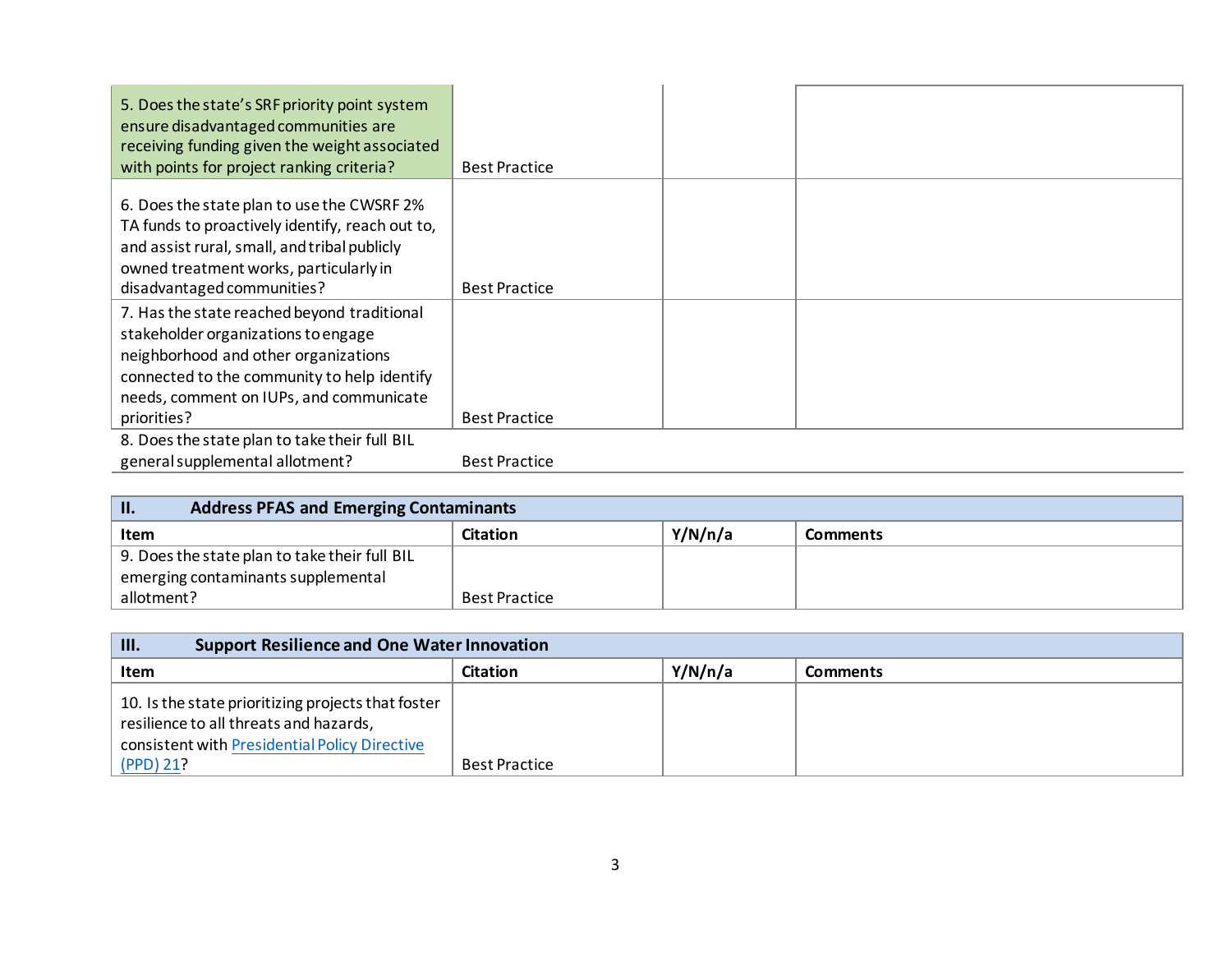| Item | Citation | Y/N/n/a | Comments |
|---|---|---|---|
| 5. Does the state's SRF priority point system ensure disadvantaged communities are receiving funding given the weight associated with points for project ranking criteria? | Best Practice | | |
| 6. Does the state plan to use the CWSRF 2% TA funds to proactively identify, reach out to, and assist rural, small, and tribal publicly owned treatment works, particularly in disadvantaged communities? | Best Practice | | |
| 7. Has the state reached beyond traditional stakeholder organizations to engage neighborhood and other organizations connected to the community to help identify needs, comment on IUPs, and communicate priorities? | Best Practice | | |
| 8. Does the state plan to take their full BIL general supplemental allotment? | Best Practice | | |

| II. Address PFAS and Emerging Contaminants | | | |
|---|---|---|---|
| **Item** | **Citation** | **Y/N/n/a** | **Comments** |
| 9. Does the state plan to take their full BIL emerging contaminants supplemental allotment? | Best Practice | | |

| III. Support Resilience and One Water Innovation | | | |
|---|---|---|---|
| **Item** | **Citation** | **Y/N/n/a** | **Comments** |
| 10. Is the state prioritizing projects that foster resilience to all threats and hazards, consistent with [Presidential Policy Directive (PPD) 21]? | Best Practice | | |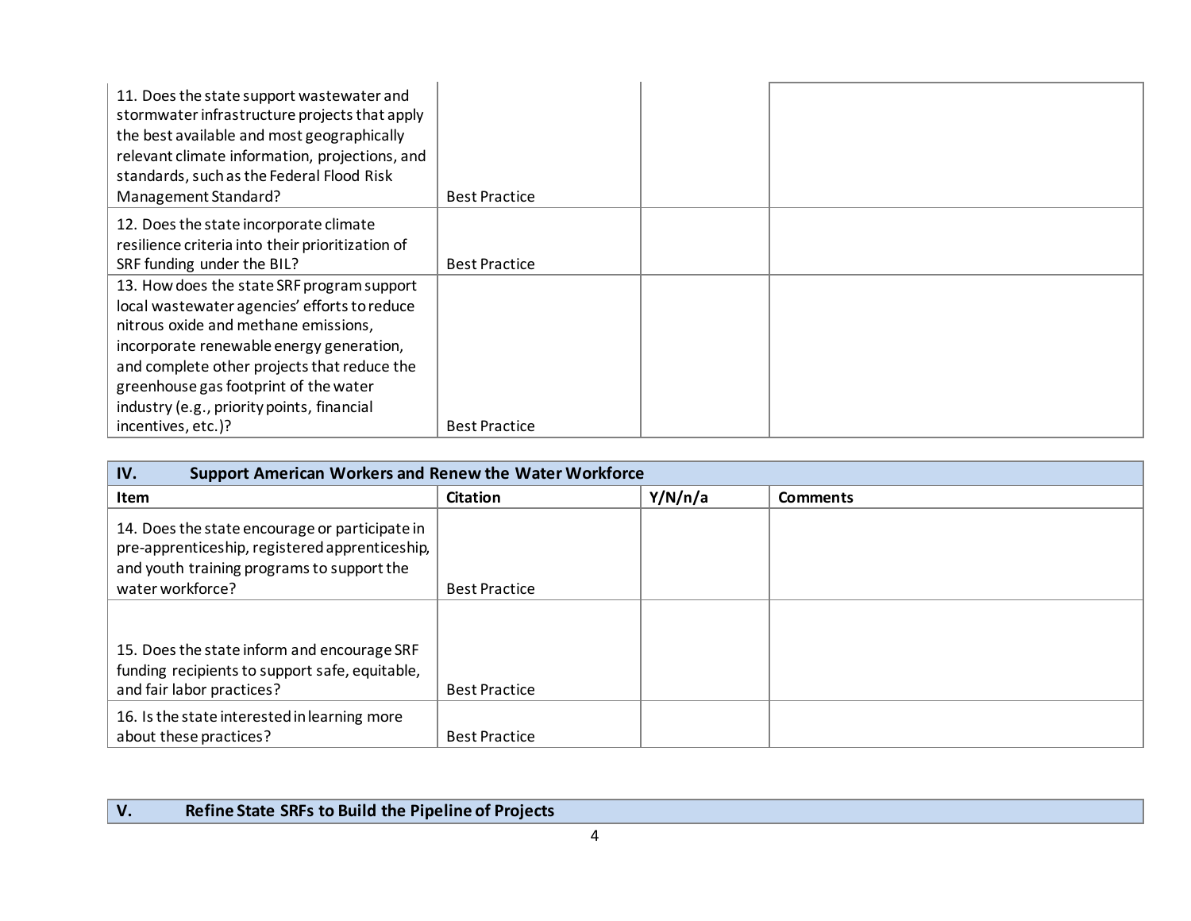| Item | Citation | Y/N/n/a | Comments |
|---|---|---|---|
| 11. Does the state support wastewater and stormwater infrastructure projects that apply the best available and most geographically relevant climate information, projections, and standards, such as the Federal Flood Risk Management Standard? | Best Practice | | |
| 12. Does the state incorporate climate resilience criteria into their prioritization of SRF funding under the BIL? | Best Practice | | |
| 13. How does the state SRF program support local wastewater agencies' efforts to reduce nitrous oxide and methane emissions, incorporate renewable energy generation, and complete other projects that reduce the greenhouse gas footprint of the water industry (e.g., priority points, financial incentives, etc.)? | Best Practice | | |

## IV. Support American Workers and Renew the Water Workforce

| Item | Citation | Y/N/n/a | Comments |
|---|---|---|---|
| 14. Does the state encourage or participate in pre-apprenticeship, registered apprenticeship, and youth training programs to support the water workforce? | Best Practice | | |
| 15. Does the state inform and encourage SRF funding recipients to support safe, equitable, and fair labor practices? | Best Practice | | |
| 16. Is the state interested in learning more about these practices? | Best Practice | | |

## V. Refine State SRFs to Build the Pipeline of Projects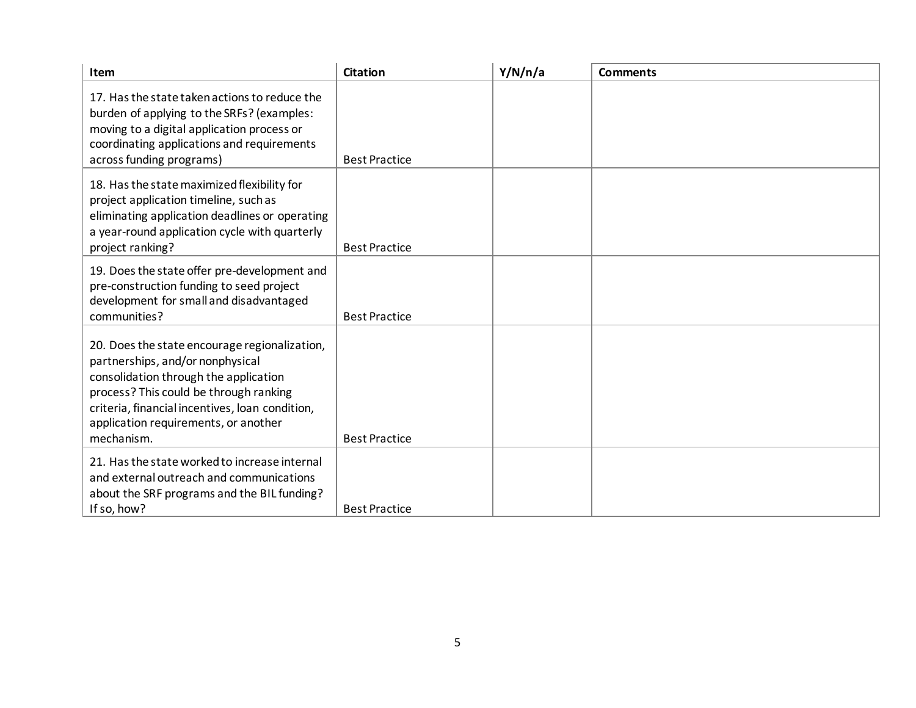| Item | Citation | Y/N/n/a | Comments |
|---|---|---|---|
| 17. Has the state taken actions to reduce the burden of applying to the SRFs? (examples: moving to a digital application process or coordinating applications and requirements across funding programs) | Best Practice | | |
| 18. Has the state maximized flexibility for project application timeline, such as eliminating application deadlines or operating a year-round application cycle with quarterly project ranking? | Best Practice | | |
| 19. Does the state offer pre-development and pre-construction funding to seed project development for small and disadvantaged communities? | Best Practice | | |
| 20. Does the state encourage regionalization, partnerships, and/or nonphysical consolidation through the application process? This could be through ranking criteria, financial incentives, loan condition, application requirements, or another mechanism. | Best Practice | | |
| 21. Has the state worked to increase internal and external outreach and communications about the SRF programs and the BIL funding? If so, how? | Best Practice | | |